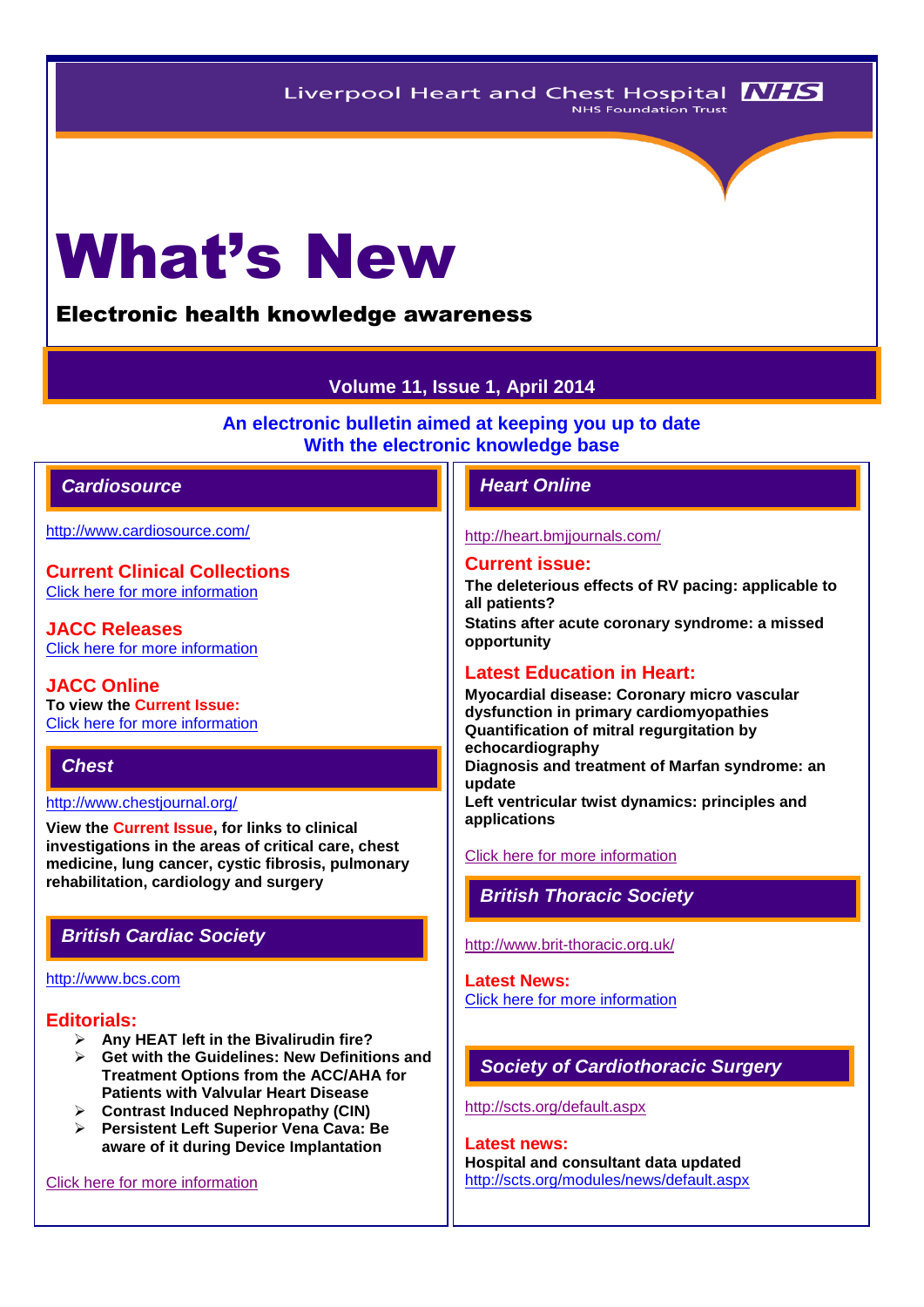Liverpool Heart and Chest Hospital NHS Foundation Trust

# What's New

**Electronic health knowledge awareness**

**Volume 11, Issue 1, April 2014**

**An electronic bulletin aimed at keeping you up to date With the electronic knowledge base**

## Cardiosource

http://www.cardiosource.com/

### Current Clinical Collections

Click here for more information

### JACC Releases

Click here for more information

### JACC Online

**To view the Current Issue:**
Click here for more information

## Chest

http://www.chestjournal.org/

**View the Current Issue, for links to clinical investigations in the areas of critical care, chest medicine, lung cancer, cystic fibrosis, pulmonary rehabilitation, cardiology and surgery**

## British Cardiac Society

http://www.bcs.com

### Editorials:

- **Any HEAT left in the Bivalirudin fire?**
- **Get with the Guidelines: New Definitions and Treatment Options from the ACC/AHA for Patients with Valvular Heart Disease**
- **Contrast Induced Nephropathy (CIN)**
- **Persistent Left Superior Vena Cava: Be aware of it during Device Implantation**

Click here for more information

## Heart Online

http://heart.bmjjournals.com/

### Current issue:

**The deleterious effects of RV pacing: applicable to all patients?**
**Statins after acute coronary syndrome: a missed opportunity**

### Latest Education in Heart:

**Myocardial disease: Coronary micro vascular dysfunction in primary cardiomyopathies**
**Quantification of mitral regurgitation by echocardiography**
**Diagnosis and treatment of Marfan syndrome: an update**
**Left ventricular twist dynamics: principles and applications**

Click here for more information

## British Thoracic Society

http://www.brit-thoracic.org.uk/

### Latest News:

Click here for more information

## Society of Cardiothoracic Surgery

http://scts.org/default.aspx

### Latest news:

**Hospital and consultant data updated**
http://scts.org/modules/news/default.aspx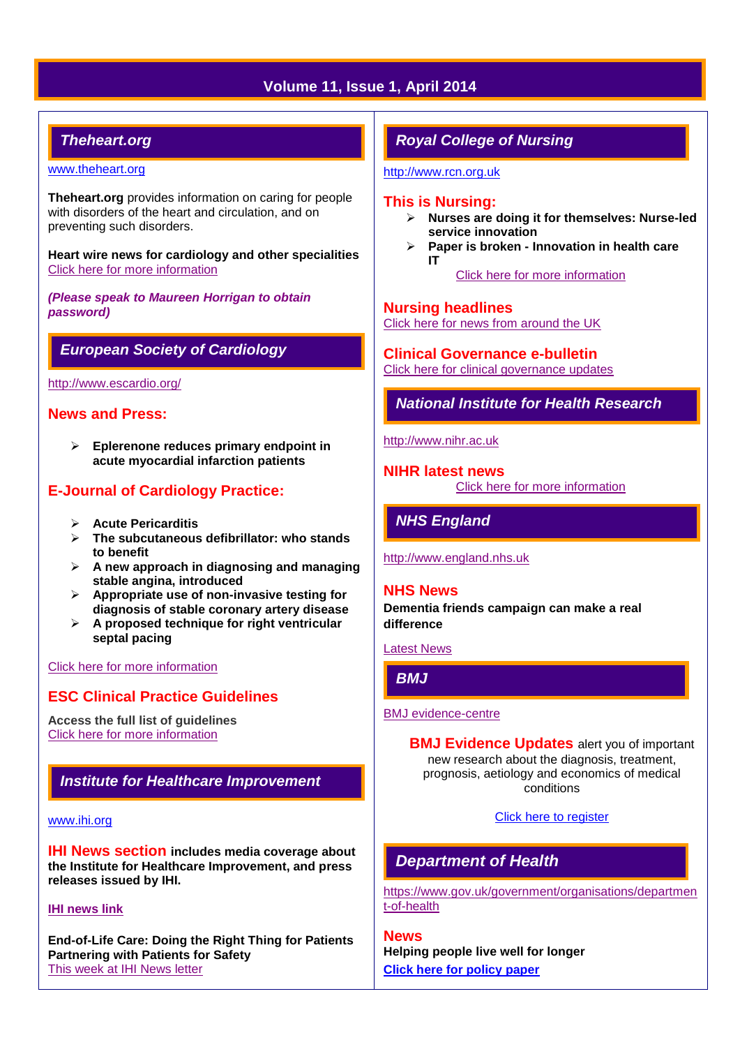## Theheart.org

www.theheart.org

**Theheart.org** provides information on caring for people with disorders of the heart and circulation, and on preventing such disorders.

**Heart wire news for cardiology and other specialities**
Click here for more information

***(Please speak to Maureen Horrigan to obtain password)***

## European Society of Cardiology

http://www.escardio.org/

### News and Press:

- **Eplerenone reduces primary endpoint in acute myocardial infarction patients**

### E-Journal of Cardiology Practice:

- **Acute Pericarditis**
- **The subcutaneous defibrillator: who stands to benefit**
- **A new approach in diagnosing and managing stable angina, introduced**
- **Appropriate use of non-invasive testing for diagnosis of stable coronary artery disease**
- **A proposed technique for right ventricular septal pacing**

Click here for more information

### ESC Clinical Practice Guidelines

**Access the full list of guidelines**
Click here for more information

## Institute for Healthcare Improvement

www.ihi.org

**IHI News section includes media coverage about the Institute for Healthcare Improvement, and press releases issued by IHI.**

**IHI news link**

**End-of-Life Care: Doing the Right Thing for Patients**
**Partnering with Patients for Safety**
This week at IHI News letter

## Royal College of Nursing

http://www.rcn.org.uk

### This is Nursing:

- **Nurses are doing it for themselves: Nurse-led service innovation**
- **Paper is broken - Innovation in health care IT**

Click here for more information

### Nursing headlines

Click here for news from around the UK

### Clinical Governance e-bulletin

Click here for clinical governance updates

## National Institute for Health Research

http://www.nihr.ac.uk

### NIHR latest news

Click here for more information

## NHS England

http://www.england.nhs.uk

### NHS News

**Dementia friends campaign can make a real difference**

Latest News

## BMJ

BMJ evidence-centre

**BMJ Evidence Updates** alert you of important new research about the diagnosis, treatment, prognosis, aetiology and economics of medical conditions

Click here to register

## Department of Health

https://www.gov.uk/government/organisations/department-of-health

### News

**Helping people live well for longer**
**Click here for policy paper**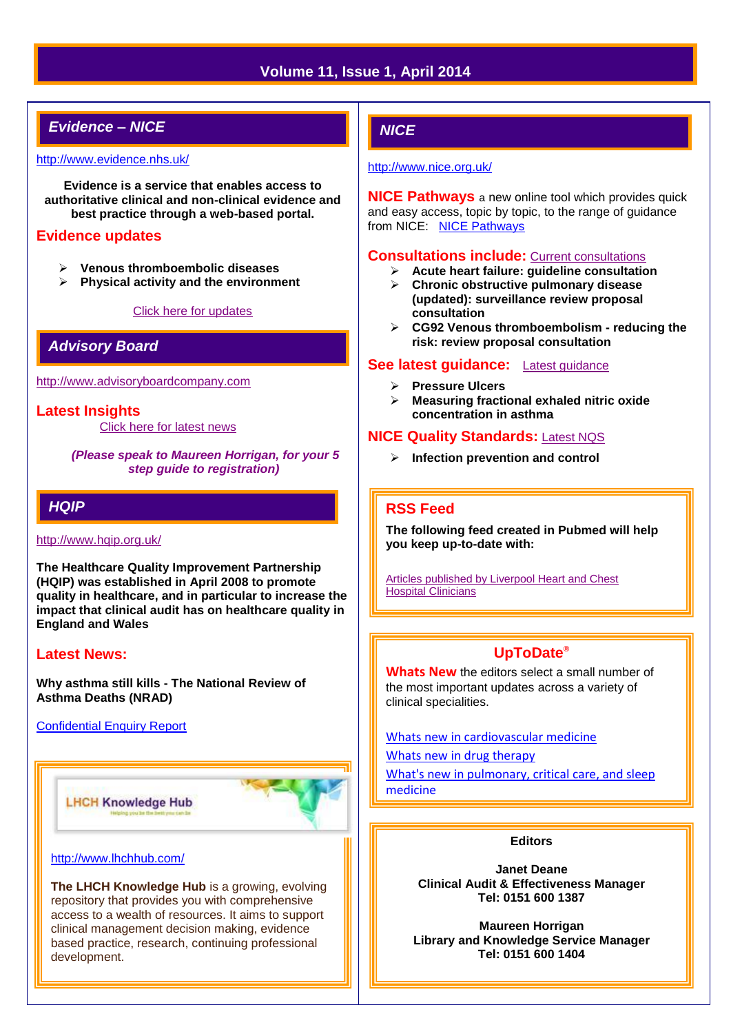Volume 11, Issue 1, April 2014

## Evidence – NICE

http://www.evidence.nhs.uk/

**Evidence is a service that enables access to authoritative clinical and non-clinical evidence and best practice through a web-based portal.**

### Evidence updates

- **Venous thromboembolic diseases**
- **Physical activity and the environment**

Click here for updates

## Advisory Board

http://www.advisoryboardcompany.com

### Latest Insights

Click here for latest news

***(Please speak to Maureen Horrigan, for your 5 step guide to registration)***

## HQIP

http://www.hqip.org.uk/

**The Healthcare Quality Improvement Partnership (HQIP) was established in April 2008 to promote quality in healthcare, and in particular to increase the impact that clinical audit has on healthcare quality in England and Wales**

### Latest News:

**Why asthma still kills - The National Review of Asthma Deaths (NRAD)**

Confidential Enquiry Report

LHCH Knowledge Hub

Helping you be the best you can be

http://www.lhchhub.com/

**The LHCH Knowledge Hub** is a growing, evolving repository that provides you with comprehensive access to a wealth of resources. It aims to support clinical management decision making, evidence based practice, research, continuing professional development.

## NICE

http://www.nice.org.uk/

**NICE Pathways** a new online tool which provides quick and easy access, topic by topic, to the range of guidance from NICE: NICE Pathways

### Consultations include: Current consultations

- **Acute heart failure: guideline consultation**
- **Chronic obstructive pulmonary disease (updated): surveillance review proposal consultation**
- **CG92 Venous thromboembolism - reducing the risk: review proposal consultation**

### See latest guidance: Latest guidance

- **Pressure Ulcers**
- **Measuring fractional exhaled nitric oxide concentration in asthma**

### NICE Quality Standards: Latest NQS

- **Infection prevention and control**

## RSS Feed

**The following feed created in Pubmed will help you keep up-to-date with:**

Articles published by Liverpool Heart and Chest Hospital Clinicians

## UpToDate®

**Whats New** the editors select a small number of the most important updates across a variety of clinical specialities.

Whats new in cardiovascular medicine

Whats new in drug therapy

What's new in pulmonary, critical care, and sleep medicine

**Editors**

**Janet Deane**
**Clinical Audit & Effectiveness Manager**
**Tel: 0151 600 1387**

**Maureen Horrigan**
**Library and Knowledge Service Manager**
**Tel: 0151 600 1404**